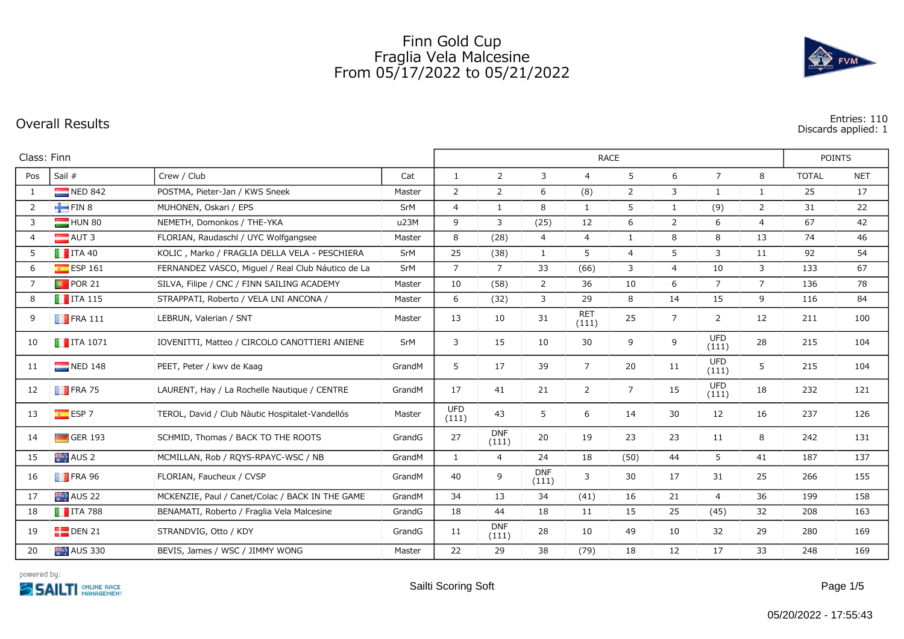# Finn Gold Cup
## Fraglia Vela Malcesine
## From 05/17/2022 to 05/21/2022

## Overall Results

Entries: 110
Discards applied: 1

Class: Finn

| Pos | Sail # | Crew / Club | Cat | RACE 1 | RACE 2 | RACE 3 | RACE 4 | RACE 5 | RACE 6 | RACE 7 | RACE 8 | POINTS TOTAL | POINTS NET |
|---|---|---|---|---|---|---|---|---|---|---|---|---|---|
| 1 | NED 842 | POSTMA, Pieter-Jan / KWS Sneek | Master | 2 | 2 | 6 | (8) | 2 | 3 | 1 | 1 | 25 | 17 |
| 2 | FIN 8 | MUHONEN, Oskari / EPS | SrM | 4 | 1 | 8 | 1 | 5 | 1 | (9) | 2 | 31 | 22 |
| 3 | HUN 80 | NEMETH, Domonkos / THE-YKA | u23M | 9 | 3 | (25) | 12 | 6 | 2 | 6 | 4 | 67 | 42 |
| 4 | AUT 3 | FLORIAN, Raudaschl / UYC Wolfgangsee | Master | 8 | (28) | 4 | 4 | 1 | 8 | 8 | 13 | 74 | 46 |
| 5 | ITA 40 | KOLIC , Marko / FRAGLIA DELLA VELA - PESCHIERA | SrM | 25 | (38) | 1 | 5 | 4 | 5 | 3 | 11 | 92 | 54 |
| 6 | ESP 161 | FERNANDEZ VASCO, Miguel / Real Club Náutico de La | SrM | 7 | 7 | 33 | (66) | 3 | 4 | 10 | 3 | 133 | 67 |
| 7 | POR 21 | SILVA, Filipe / CNC / FINN SAILING ACADEMY | Master | 10 | (58) | 2 | 36 | 10 | 6 | 7 | 7 | 136 | 78 |
| 8 | ITA 115 | STRAPPATI, Roberto / VELA LNI ANCONA / | Master | 6 | (32) | 3 | 29 | 8 | 14 | 15 | 9 | 116 | 84 |
| 9 | FRA 111 | LEBRUN, Valerian / SNT | Master | 13 | 10 | 31 | RET (111) | 25 | 7 | 2 | 12 | 211 | 100 |
| 10 | ITA 1071 | IOVENITTI, Matteo / CIRCOLO CANOTTIERI ANIENE | SrM | 3 | 15 | 10 | 30 | 9 | 9 | UFD (111) | 28 | 215 | 104 |
| 11 | NED 148 | PEET, Peter / kwv de Kaag | GrandM | 5 | 17 | 39 | 7 | 20 | 11 | UFD (111) | 5 | 215 | 104 |
| 12 | FRA 75 | LAURENT, Hay / La Rochelle Nautique / CENTRE | GrandM | 17 | 41 | 21 | 2 | 7 | 15 | UFD (111) | 18 | 232 | 121 |
| 13 | ESP 7 | TEROL, David / Club Nàutic Hospitalet-Vandellós | Master | UFD (111) | 43 | 5 | 6 | 14 | 30 | 12 | 16 | 237 | 126 |
| 14 | GER 193 | SCHMID, Thomas / BACK TO THE ROOTS | GrandG | 27 | DNF (111) | 20 | 19 | 23 | 23 | 11 | 8 | 242 | 131 |
| 15 | AUS 2 | MCMILLAN, Rob / RQYS-RPAYC-WSC / NB | GrandM | 1 | 4 | 24 | 18 | (50) | 44 | 5 | 41 | 187 | 137 |
| 16 | FRA 96 | FLORIAN, Faucheux / CVSP | GrandM | 40 | 9 | DNF (111) | 3 | 30 | 17 | 31 | 25 | 266 | 155 |
| 17 | AUS 22 | MCKENZIE, Paul / Canet/Colac / BACK IN THE GAME | GrandM | 34 | 13 | 34 | (41) | 16 | 21 | 4 | 36 | 199 | 158 |
| 18 | ITA 788 | BENAMATI, Roberto / Fraglia Vela Malcesine | GrandG | 18 | 44 | 18 | 11 | 15 | 25 | (45) | 32 | 208 | 163 |
| 19 | DEN 21 | STRANDVIG, Otto / KDY | GrandG | 11 | DNF (111) | 28 | 10 | 49 | 10 | 32 | 29 | 280 | 169 |
| 20 | AUS 330 | BEVIS, James / WSC / JIMMY WONG | Master | 22 | 29 | 38 | (79) | 18 | 12 | 17 | 33 | 248 | 169 |

powered by: SAILTI ONLINE RACE MANAGEMENT

Sailti Scoring Soft

05/20/2022 - 17:55:43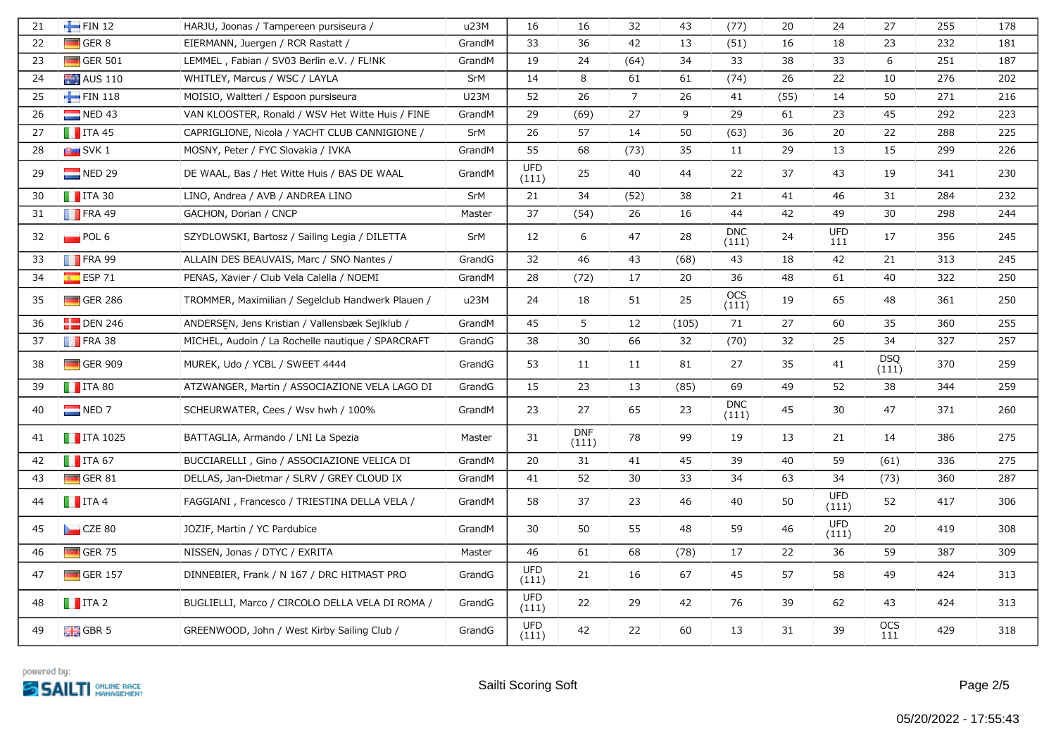| 21 | FIN 12 | HARJU, Joonas / Tampereen pursiseura / | u23M | 16 | 16 | 32 | 43 | (77) | 20 | 24 | 27 | 255 | 178 |
|---|---|---|---|---|---|---|---|---|---|---|---|---|---|
| 22 | GER 8 | EIERMANN, Juergen / RCR Rastatt / | GrandM | 33 | 36 | 42 | 13 | (51) | 16 | 18 | 23 | 232 | 181 |
| 23 | GER 501 | LEMMEL , Fabian / SV03 Berlin e.V. / FL!NK | GrandM | 19 | 24 | (64) | 34 | 33 | 38 | 33 | 6 | 251 | 187 |
| 24 | AUS 110 | WHITLEY, Marcus / WSC / LAYLA | SrM | 14 | 8 | 61 | 61 | (74) | 26 | 22 | 10 | 276 | 202 |
| 25 | FIN 118 | MOISIO, Waltteri / Espoon pursiseura | U23M | 52 | 26 | 7 | 26 | 41 | (55) | 14 | 50 | 271 | 216 |
| 26 | NED 43 | VAN KLOOSTER, Ronald / WSV Het Witte Huis / FINE | GrandM | 29 | (69) | 27 | 9 | 29 | 61 | 23 | 45 | 292 | 223 |
| 27 | ITA 45 | CAPRIGLIONE, Nicola / YACHT CLUB CANNIGIONE / | SrM | 26 | 57 | 14 | 50 | (63) | 36 | 20 | 22 | 288 | 225 |
| 28 | SVK 1 | MOSNY, Peter / FYC Slovakia / IVKA | GrandM | 55 | 68 | (73) | 35 | 11 | 29 | 13 | 15 | 299 | 226 |
| 29 | NED 29 | DE WAAL, Bas / Het Witte Huis / BAS DE WAAL | GrandM | UFD (111) | 25 | 40 | 44 | 22 | 37 | 43 | 19 | 341 | 230 |
| 30 | ITA 30 | LINO, Andrea / AVB / ANDREA LINO | SrM | 21 | 34 | (52) | 38 | 21 | 41 | 46 | 31 | 284 | 232 |
| 31 | FRA 49 | GACHON, Dorian / CNCP | Master | 37 | (54) | 26 | 16 | 44 | 42 | 49 | 30 | 298 | 244 |
| 32 | POL 6 | SZYDLOWSKI, Bartosz / Sailing Legia / DILETTA | SrM | 12 | 6 | 47 | 28 | DNC (111) | 24 | UFD 111 | 17 | 356 | 245 |
| 33 | FRA 99 | ALLAIN DES BEAUVAIS, Marc / SNO Nantes / | GrandG | 32 | 46 | 43 | (68) | 43 | 18 | 42 | 21 | 313 | 245 |
| 34 | ESP 71 | PENAS, Xavier / Club Vela Calella / NOEMI | GrandM | 28 | (72) | 17 | 20 | 36 | 48 | 61 | 40 | 322 | 250 |
| 35 | GER 286 | TROMMER, Maximilian / Segelclub Handwerk Plauen / | u23M | 24 | 18 | 51 | 25 | OCS (111) | 19 | 65 | 48 | 361 | 250 |
| 36 | DEN 246 | ANDERSEN, Jens Kristian / Vallensbæk Sejlklub / | GrandM | 45 | 5 | 12 | (105) | 71 | 27 | 60 | 35 | 360 | 255 |
| 37 | FRA 38 | MICHEL, Audoin / La Rochelle nautique / SPARCRAFT | GrandG | 38 | 30 | 66 | 32 | (70) | 32 | 25 | 34 | 327 | 257 |
| 38 | GER 909 | MUREK, Udo / YCBL / SWEET 4444 | GrandG | 53 | 11 | 11 | 81 | 27 | 35 | 41 | DSQ (111) | 370 | 259 |
| 39 | ITA 80 | ATZWANGER, Martin / ASSOCIAZIONE VELA LAGO DI | GrandG | 15 | 23 | 13 | (85) | 69 | 49 | 52 | 38 | 344 | 259 |
| 40 | NED 7 | SCHEURWATER, Cees / Wsv hwh / 100% | GrandM | 23 | 27 | 65 | 23 | DNC (111) | 45 | 30 | 47 | 371 | 260 |
| 41 | ITA 1025 | BATTAGLIA, Armando / LNI La Spezia | Master | 31 | DNF (111) | 78 | 99 | 19 | 13 | 21 | 14 | 386 | 275 |
| 42 | ITA 67 | BUCCIARELLI , Gino / ASSOCIAZIONE VELICA DI | GrandM | 20 | 31 | 41 | 45 | 39 | 40 | 59 | (61) | 336 | 275 |
| 43 | GER 81 | DELLAS, Jan-Dietmar / SLRV / GREY CLOUD IX | GrandM | 41 | 52 | 30 | 33 | 34 | 63 | 34 | (73) | 360 | 287 |
| 44 | ITA 4 | FAGGIANI , Francesco / TRIESTINA DELLA VELA / | GrandM | 58 | 37 | 23 | 46 | 40 | 50 | UFD (111) | 52 | 417 | 306 |
| 45 | CZE 80 | JOZIF, Martin / YC Pardubice | GrandM | 30 | 50 | 55 | 48 | 59 | 46 | UFD (111) | 20 | 419 | 308 |
| 46 | GER 75 | NISSEN, Jonas / DTYC / EXRITA | Master | 46 | 61 | 68 | (78) | 17 | 22 | 36 | 59 | 387 | 309 |
| 47 | GER 157 | DINNEBIER, Frank / N 167 / DRC HITMAST PRO | GrandG | UFD (111) | 21 | 16 | 67 | 45 | 57 | 58 | 49 | 424 | 313 |
| 48 | ITA 2 | BUGLIELLI, Marco / CIRCOLO DELLA VELA DI ROMA / | GrandG | UFD (111) | 22 | 29 | 42 | 76 | 39 | 62 | 43 | 424 | 313 |
| 49 | GBR 5 | GREENWOOD, John / West Kirby Sailing Club / | GrandG | UFD (111) | 42 | 22 | 60 | 13 | 31 | 39 | OCS 111 | 429 | 318 |

powered by: SAILTI ONLINE RACE MANAGEMENT

Sailti Scoring Soft

05/20/2022 - 17:55:43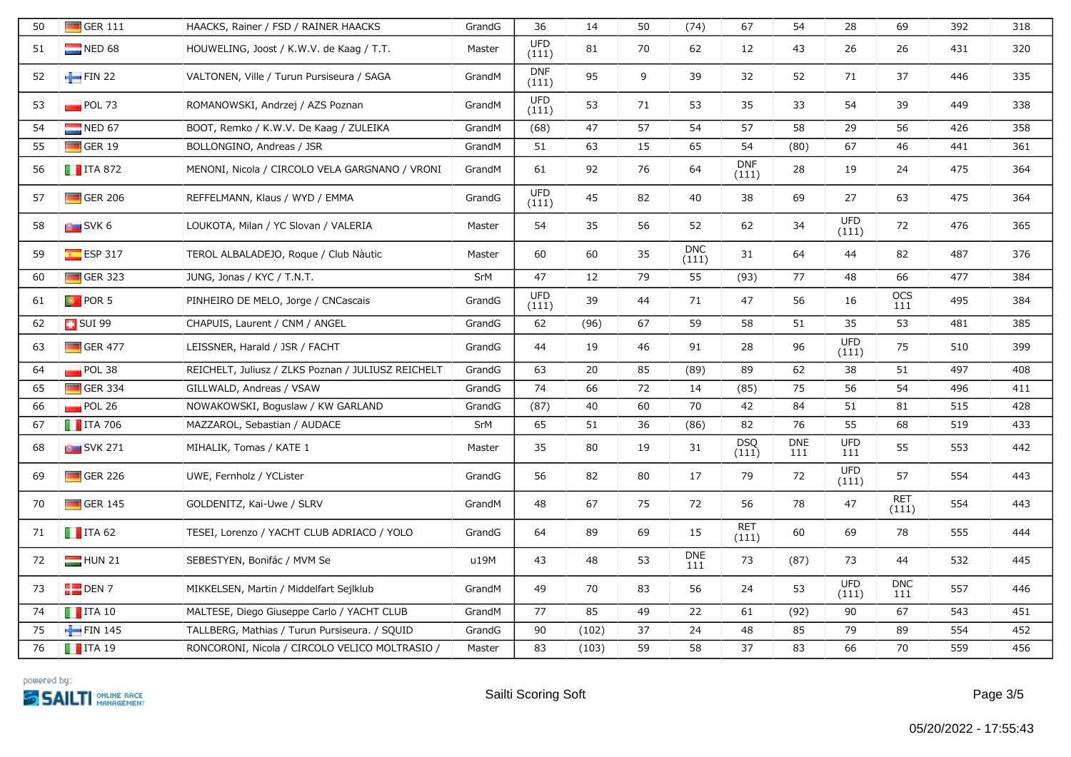| 50 | GER 111 | HAACKS, Rainer / FSD / RAINER HAACKS | GrandG | 36 | 14 | 50 | (74) | 67 | 54 | 28 | 69 | 392 | 318 |
|---|---|---|---|---|---|---|---|---|---|---|---|---|---|
| 51 | NED 68 | HOUWELING, Joost / K.W.V. de Kaag / T.T. | Master | UFD (111) | 81 | 70 | 62 | 12 | 43 | 26 | 26 | 431 | 320 |
| 52 | FIN 22 | VALTONEN, Ville / Turun Pursiseura / SAGA | GrandM | DNF (111) | 95 | 9 | 39 | 32 | 52 | 71 | 37 | 446 | 335 |
| 53 | POL 73 | ROMANOWSKI, Andrzej / AZS Poznan | GrandM | UFD (111) | 53 | 71 | 53 | 35 | 33 | 54 | 39 | 449 | 338 |
| 54 | NED 67 | BOOT, Remko / K.W.V. De Kaag / ZULEIKA | GrandM | (68) | 47 | 57 | 54 | 57 | 58 | 29 | 56 | 426 | 358 |
| 55 | GER 19 | BOLLONGINO, Andreas / JSR | GrandM | 51 | 63 | 15 | 65 | 54 | (80) | 67 | 46 | 441 | 361 |
| 56 | ITA 872 | MENONI, Nicola / CIRCOLO VELA GARGNANO / VRONI | GrandM | 61 | 92 | 76 | 64 | DNF (111) | 28 | 19 | 24 | 475 | 364 |
| 57 | GER 206 | REFFELMANN, Klaus / WYD / EMMA | GrandG | UFD (111) | 45 | 82 | 40 | 38 | 69 | 27 | 63 | 475 | 364 |
| 58 | SVK 6 | LOUKOTA, Milan / YC Slovan / VALERIA | Master | 54 | 35 | 56 | 52 | 62 | 34 | UFD (111) | 72 | 476 | 365 |
| 59 | ESP 317 | TEROL ALBALADEJO, Roque / Club Nàutic | Master | 60 | 60 | 35 | DNC (111) | 31 | 64 | 44 | 82 | 487 | 376 |
| 60 | GER 323 | JUNG, Jonas / KYC / T.N.T. | SrM | 47 | 12 | 79 | 55 | (93) | 77 | 48 | 66 | 477 | 384 |
| 61 | POR 5 | PINHEIRO DE MELO, Jorge / CNCascais | GrandG | UFD (111) | 39 | 44 | 71 | 47 | 56 | 16 | OCS 111 | 495 | 384 |
| 62 | SUI 99 | CHAPUIS, Laurent / CNM / ANGEL | GrandG | 62 | (96) | 67 | 59 | 58 | 51 | 35 | 53 | 481 | 385 |
| 63 | GER 477 | LEISSNER, Harald / JSR / FACHT | GrandG | 44 | 19 | 46 | 91 | 28 | 96 | UFD (111) | 75 | 510 | 399 |
| 64 | POL 38 | REICHELT, Juliusz / ZLKS Poznan / JULIUSZ REICHELT | GrandG | 63 | 20 | 85 | (89) | 89 | 62 | 38 | 51 | 497 | 408 |
| 65 | GER 334 | GILLWALD, Andreas / VSAW | GrandG | 74 | 66 | 72 | 14 | (85) | 75 | 56 | 54 | 496 | 411 |
| 66 | POL 26 | NOWAKOWSKI, Boguslaw / KW GARLAND | GrandG | (87) | 40 | 60 | 70 | 42 | 84 | 51 | 81 | 515 | 428 |
| 67 | ITA 706 | MAZZAROL, Sebastian / AUDACE | SrM | 65 | 51 | 36 | (86) | 82 | 76 | 55 | 68 | 519 | 433 |
| 68 | SVK 271 | MIHALIK, Tomas / KATE 1 | Master | 35 | 80 | 19 | 31 | DSQ (111) | DNE 111 | UFD 111 | 55 | 553 | 442 |
| 69 | GER 226 | UWE, Fernholz / YCLister | GrandG | 56 | 82 | 80 | 17 | 79 | 72 | UFD (111) | 57 | 554 | 443 |
| 70 | GER 145 | GOLDENITZ, Kai-Uwe / SLRV | GrandM | 48 | 67 | 75 | 72 | 56 | 78 | 47 | RET (111) | 554 | 443 |
| 71 | ITA 62 | TESEI, Lorenzo / YACHT CLUB ADRIACO / YOLO | GrandG | 64 | 89 | 69 | 15 | RET (111) | 60 | 69 | 78 | 555 | 444 |
| 72 | HUN 21 | SEBESTYEN, Bonifác / MVM Se | u19M | 43 | 48 | 53 | DNE 111 | 73 | (87) | 73 | 44 | 532 | 445 |
| 73 | DEN 7 | MIKKELSEN, Martin / Middelfart Sejlklub | GrandM | 49 | 70 | 83 | 56 | 24 | 53 | UFD (111) | DNC 111 | 557 | 446 |
| 74 | ITA 10 | MALTESE, Diego Giuseppe Carlo / YACHT CLUB | GrandM | 77 | 85 | 49 | 22 | 61 | (92) | 90 | 67 | 543 | 451 |
| 75 | FIN 145 | TALLBERG, Mathias / Turun Pursiseura. / SQUID | GrandG | 90 | (102) | 37 | 24 | 48 | 85 | 79 | 89 | 554 | 452 |
| 76 | ITA 19 | RONCORONI, Nicola / CIRCOLO VELICO MOLTRASIO / | Master | 83 | (103) | 59 | 58 | 37 | 83 | 66 | 70 | 559 | 456 |

powered by: SAILTI ONLINE RACE MANAGEMENT

Sailti Scoring Soft

05/20/2022 - 17:55:43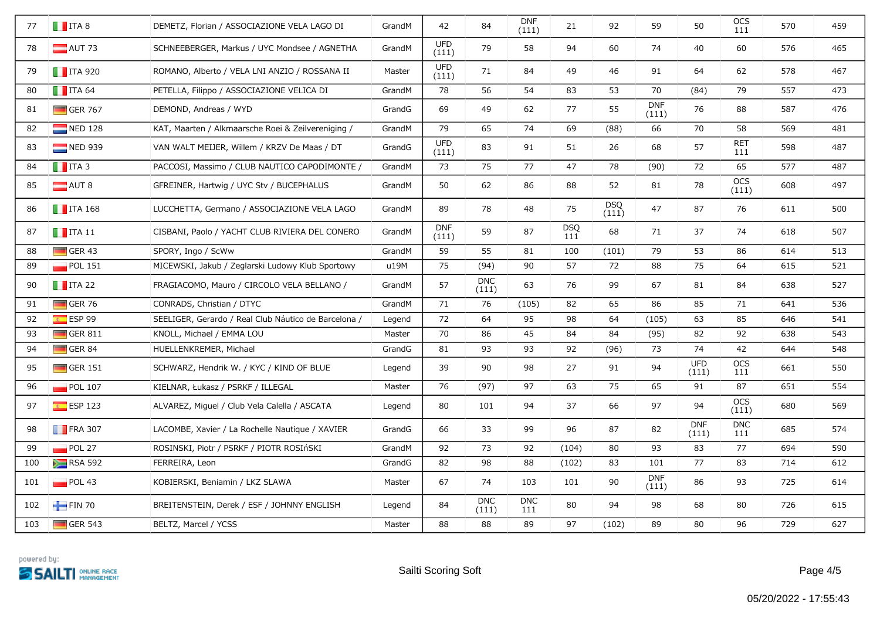| 77 | ITA 8 | DEMETZ, Florian / ASSOCIAZIONE VELA LAGO DI | GrandM | 42 | 84 | DNF (111) | 21 | 92 | 59 | 50 | OCS 111 | 570 | 459 |
|---|---|---|---|---|---|---|---|---|---|---|---|---|---|
| 78 | AUT 73 | SCHNEEBERGER, Markus / UYC Mondsee / AGNETHA | GrandM | UFD (111) | 79 | 58 | 94 | 60 | 74 | 40 | 60 | 576 | 465 |
| 79 | ITA 920 | ROMANO, Alberto / VELA LNI ANZIO / ROSSANA II | Master | UFD (111) | 71 | 84 | 49 | 46 | 91 | 64 | 62 | 578 | 467 |
| 80 | ITA 64 | PETELLA, Filippo / ASSOCIAZIONE VELICA DI | GrandM | 78 | 56 | 54 | 83 | 53 | 70 | (84) | 79 | 557 | 473 |
| 81 | GER 767 | DEMOND, Andreas / WYD | GrandG | 69 | 49 | 62 | 77 | 55 | DNF (111) | 76 | 88 | 587 | 476 |
| 82 | NED 128 | KAT, Maarten / Alkmaarsche Roei & Zeilvereniging / | GrandM | 79 | 65 | 74 | 69 | (88) | 66 | 70 | 58 | 569 | 481 |
| 83 | NED 939 | VAN WALT MEIJER, Willem / KRZV De Maas / DT | GrandG | UFD (111) | 83 | 91 | 51 | 26 | 68 | 57 | RET 111 | 598 | 487 |
| 84 | ITA 3 | PACCOSI, Massimo / CLUB NAUTICO CAPODIMONTE / | GrandM | 73 | 75 | 77 | 47 | 78 | (90) | 72 | 65 | 577 | 487 |
| 85 | AUT 8 | GFREINER, Hartwig / UYC Stv / BUCEPHALUS | GrandM | 50 | 62 | 86 | 88 | 52 | 81 | 78 | OCS (111) | 608 | 497 |
| 86 | ITA 168 | LUCCHETTA, Germano / ASSOCIAZIONE VELA LAGO | GrandM | 89 | 78 | 48 | 75 | DSQ (111) | 47 | 87 | 76 | 611 | 500 |
| 87 | ITA 11 | CISBANI, Paolo / YACHT CLUB RIVIERA DEL CONERO | GrandM | DNF (111) | 59 | 87 | DSQ 111 | 68 | 71 | 37 | 74 | 618 | 507 |
| 88 | GER 43 | SPORY, Ingo / ScWw | GrandM | 59 | 55 | 81 | 100 | (101) | 79 | 53 | 86 | 614 | 513 |
| 89 | POL 151 | MICEWSKI, Jakub / Zeglarski Ludowy Klub Sportowy | u19M | 75 | (94) | 90 | 57 | 72 | 88 | 75 | 64 | 615 | 521 |
| 90 | ITA 22 | FRAGIACOMO, Mauro / CIRCOLO VELA BELLANO / | GrandM | 57 | DNC (111) | 63 | 76 | 99 | 67 | 81 | 84 | 638 | 527 |
| 91 | GER 76 | CONRADS, Christian / DTYC | GrandM | 71 | 76 | (105) | 82 | 65 | 86 | 85 | 71 | 641 | 536 |
| 92 | ESP 99 | SEELIGER, Gerardo / Real Club Náutico de Barcelona / | Legend | 72 | 64 | 95 | 98 | 64 | (105) | 63 | 85 | 646 | 541 |
| 93 | GER 811 | KNOLL, Michael / EMMA LOU | Master | 70 | 86 | 45 | 84 | 84 | (95) | 82 | 92 | 638 | 543 |
| 94 | GER 84 | HUELLENKREMER, Michael | GrandG | 81 | 93 | 93 | 92 | (96) | 73 | 74 | 42 | 644 | 548 |
| 95 | GER 151 | SCHWARZ, Hendrik W. / KYC / KIND OF BLUE | Legend | 39 | 90 | 98 | 27 | 91 | 94 | UFD (111) | OCS 111 | 661 | 550 |
| 96 | POL 107 | KIELNAR, Łukasz / PSRKF / ILLEGAL | Master | 76 | (97) | 97 | 63 | 75 | 65 | 91 | 87 | 651 | 554 |
| 97 | ESP 123 | ALVAREZ, Miguel / Club Vela Calella / ASCATA | Legend | 80 | 101 | 94 | 37 | 66 | 97 | 94 | OCS (111) | 680 | 569 |
| 98 | FRA 307 | LACOMBE, Xavier / La Rochelle Nautique / XAVIER | GrandG | 66 | 33 | 99 | 96 | 87 | 82 | DNF (111) | DNC 111 | 685 | 574 |
| 99 | POL 27 | ROSINSKI, Piotr / PSRKF / PIOTR ROSIńSKI | GrandM | 92 | 73 | 92 | (104) | 80 | 93 | 83 | 77 | 694 | 590 |
| 100 | RSA 592 | FERREIRA, Leon | GrandG | 82 | 98 | 88 | (102) | 83 | 101 | 77 | 83 | 714 | 612 |
| 101 | POL 43 | KOBIERSKI, Beniamin / LKZ SLAWA | Master | 67 | 74 | 103 | 101 | 90 | DNF (111) | 86 | 93 | 725 | 614 |
| 102 | FIN 70 | BREITENSTEIN, Derek / ESF / JOHNNY ENGLISH | Legend | 84 | DNC (111) | DNC 111 | 80 | 94 | 98 | 68 | 80 | 726 | 615 |
| 103 | GER 543 | BELTZ, Marcel / YCSS | Master | 88 | 88 | 89 | 97 | (102) | 89 | 80 | 96 | 729 | 627 |

powered by: SAILTI ONLINE RACE MANAGEMENT

Sailti Scoring Soft

05/20/2022 - 17:55:43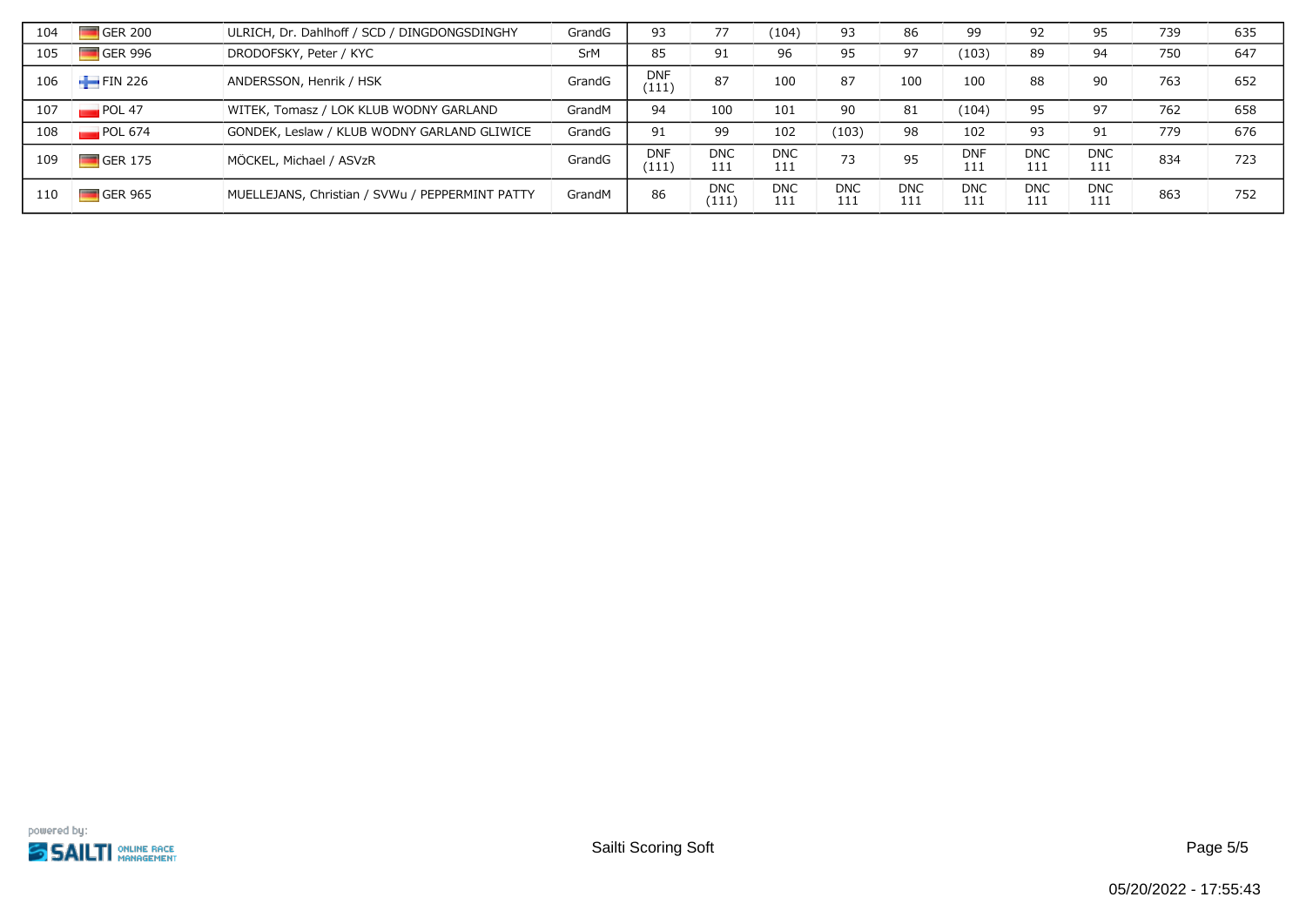| | | | | | | | | | | | | | |
|---|---|---|---|---|---|---|---|---|---|---|---|---|---|
| 104 | GER 200 | ULRICH, Dr. Dahlhoff / SCD / DINGDONGSDINGHY | GrandG | 93 | 77 | (104) | 93 | 86 | 99 | 92 | 95 | 739 | 635 |
| 105 | GER 996 | DRODOFSKY, Peter / KYC | SrM | 85 | 91 | 96 | 95 | 97 | (103) | 89 | 94 | 750 | 647 |
| 106 | FIN 226 | ANDERSSON, Henrik / HSK | GrandG | DNF (111) | 87 | 100 | 87 | 100 | 100 | 88 | 90 | 763 | 652 |
| 107 | POL 47 | WITEK, Tomasz / LOK KLUB WODNY GARLAND | GrandM | 94 | 100 | 101 | 90 | 81 | (104) | 95 | 97 | 762 | 658 |
| 108 | POL 674 | GONDEK, Leslaw / KLUB WODNY GARLAND GLIWICE | GrandG | 91 | 99 | 102 | (103) | 98 | 102 | 93 | 91 | 779 | 676 |
| 109 | GER 175 | MÖCKEL, Michael / ASVzR | GrandG | DNF (111) | DNC 111 | DNC 111 | 73 | 95 | DNF 111 | DNC 111 | DNC 111 | 834 | 723 |
| 110 | GER 965 | MUELLEJANS, Christian / SVWu / PEPPERMINT PATTY | GrandM | 86 | DNC (111) | DNC 111 | DNC 111 | DNC 111 | DNC 111 | DNC 111 | DNC 111 | 863 | 752 |

powered by: SAILTI ONLINE RACE MANAGEMENT

Sailti Scoring Soft

05/20/2022 - 17:55:43